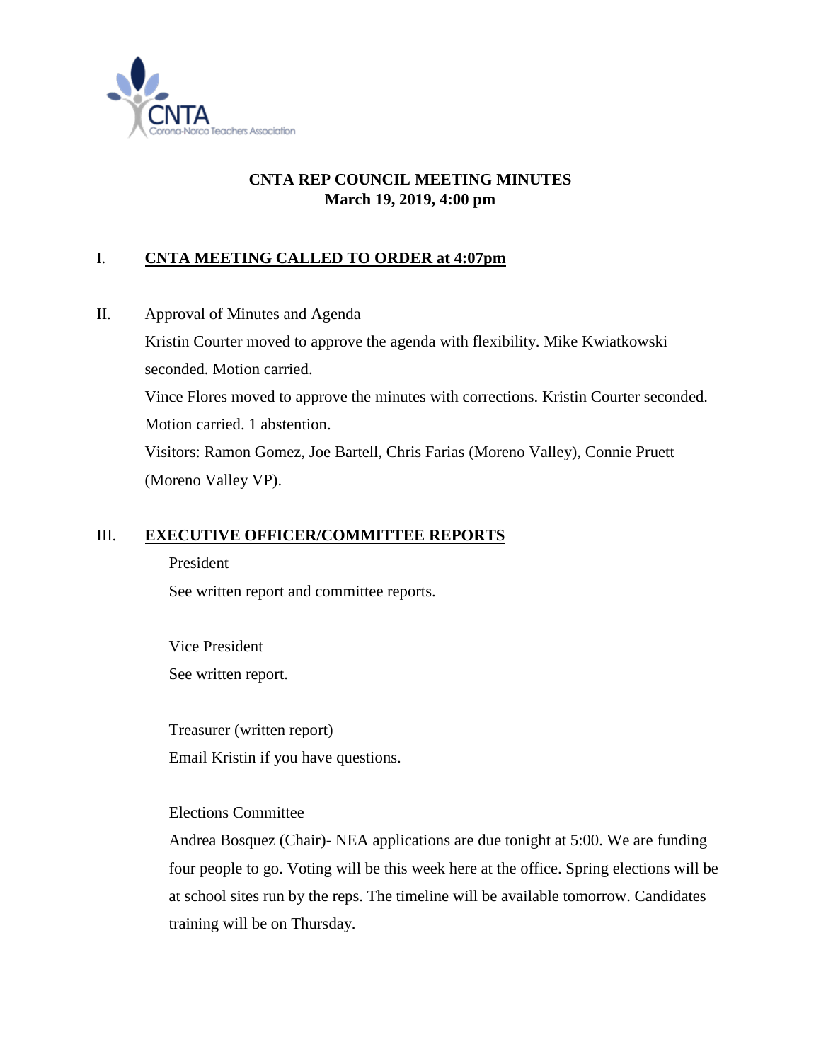# CNTA REP COUNCIL MEETING MINUTES
**March 19, 2019, 4:00 pm**

## I. CNTA MEETING CALLED TO ORDER at 4:07pm

## II. Approval of Minutes and Agenda

Kristin Courter moved to approve the agenda with flexibility. Mike Kwiatkowski seconded. Motion carried.

Vince Flores moved to approve the minutes with corrections. Kristin Courter seconded. Motion carried. 1 abstention.

Visitors: Ramon Gomez, Joe Bartell, Chris Farias (Moreno Valley), Connie Pruett (Moreno Valley VP).

## III. EXECUTIVE OFFICER/COMMITTEE REPORTS

President

See written report and committee reports.

Vice President

See written report.

Treasurer (written report)

Email Kristin if you have questions.

Elections Committee

Andrea Bosquez (Chair)- NEA applications are due tonight at 5:00. We are funding four people to go. Voting will be this week here at the office. Spring elections will be at school sites run by the reps. The timeline will be available tomorrow. Candidates training will be on Thursday.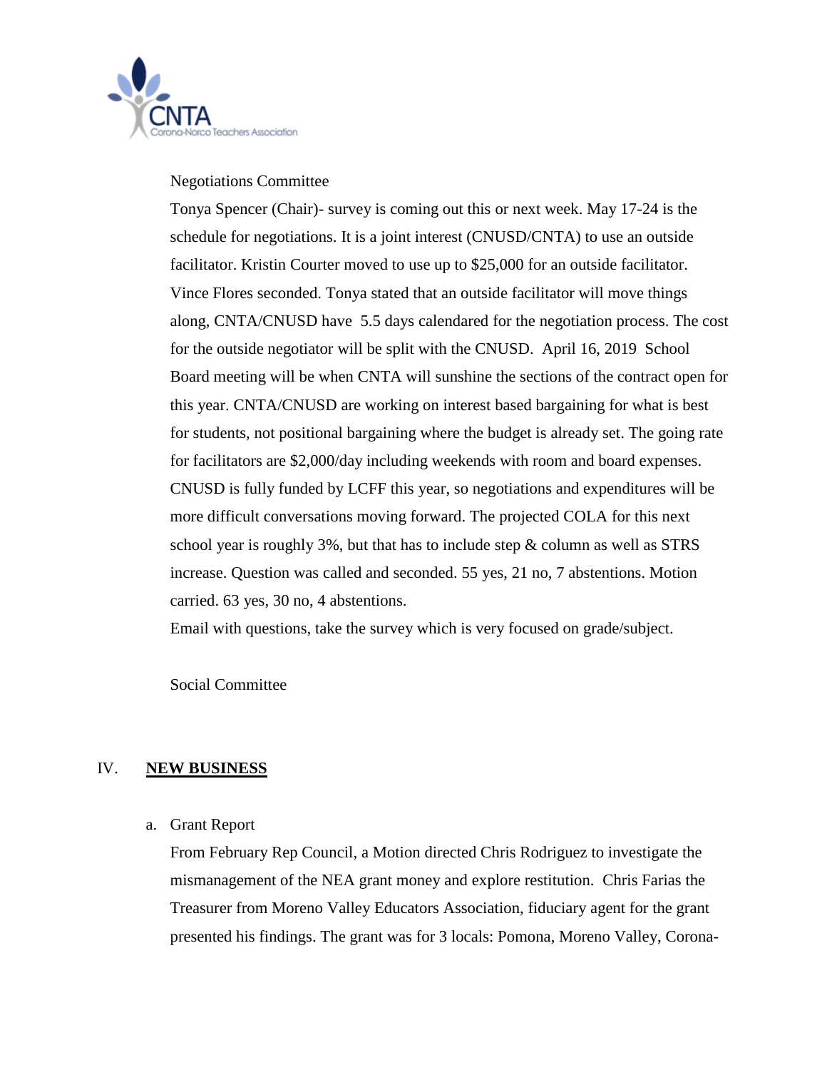Negotiations Committee

Tonya Spencer (Chair)- survey is coming out this or next week. May 17-24 is the schedule for negotiations. It is a joint interest (CNUSD/CNTA) to use an outside facilitator. Kristin Courter moved to use up to $25,000 for an outside facilitator. Vince Flores seconded. Tonya stated that an outside facilitator will move things along, CNTA/CNUSD have 5.5 days calendared for the negotiation process. The cost for the outside negotiator will be split with the CNUSD. April 16, 2019 School Board meeting will be when CNTA will sunshine the sections of the contract open for this year. CNTA/CNUSD are working on interest based bargaining for what is best for students, not positional bargaining where the budget is already set. The going rate for facilitators are $2,000/day including weekends with room and board expenses. CNUSD is fully funded by LCFF this year, so negotiations and expenditures will be more difficult conversations moving forward. The projected COLA for this next school year is roughly 3%, but that has to include step & column as well as STRS increase. Question was called and seconded. 55 yes, 21 no, 7 abstentions. Motion carried. 63 yes, 30 no, 4 abstentions.

Email with questions, take the survey which is very focused on grade/subject.

Social Committee

## IV. NEW BUSINESS

a. Grant Report

From February Rep Council, a Motion directed Chris Rodriguez to investigate the mismanagement of the NEA grant money and explore restitution. Chris Farias the Treasurer from Moreno Valley Educators Association, fiduciary agent for the grant presented his findings. The grant was for 3 locals: Pomona, Moreno Valley, Corona-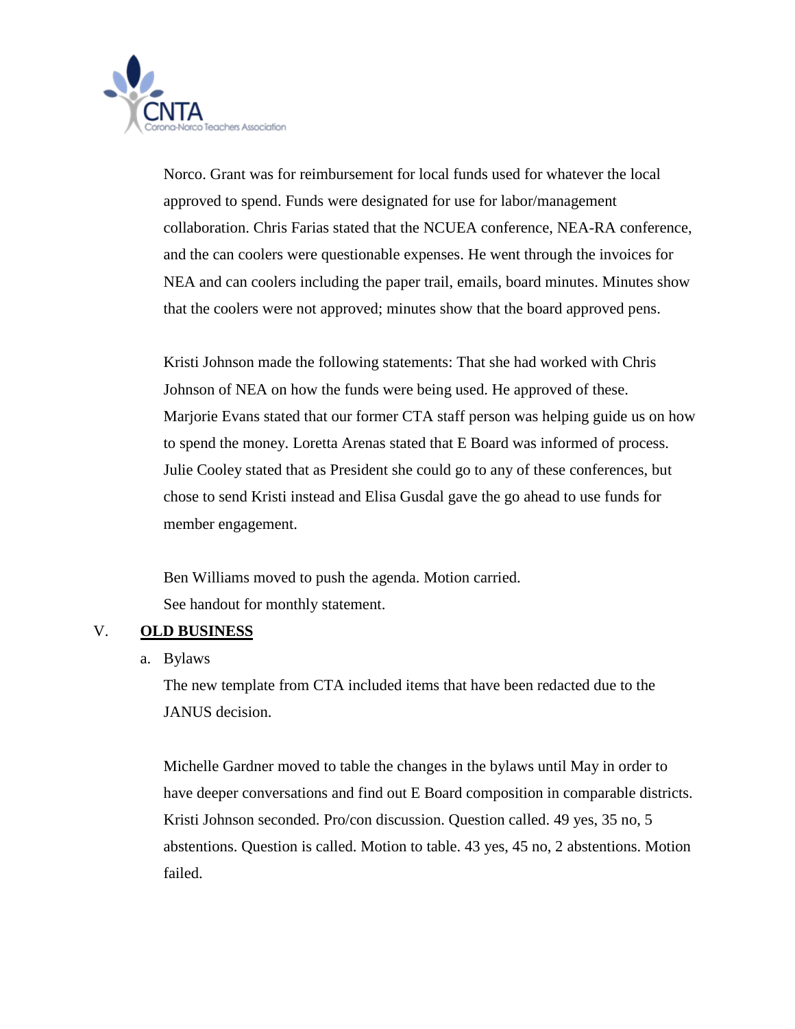Norco. Grant was for reimbursement for local funds used for whatever the local approved to spend. Funds were designated for use for labor/management collaboration. Chris Farias stated that the NCUEA conference, NEA-RA conference, and the can coolers were questionable expenses. He went through the invoices for NEA and can coolers including the paper trail, emails, board minutes. Minutes show that the coolers were not approved; minutes show that the board approved pens.

Kristi Johnson made the following statements: That she had worked with Chris Johnson of NEA on how the funds were being used. He approved of these. Marjorie Evans stated that our former CTA staff person was helping guide us on how to spend the money. Loretta Arenas stated that E Board was informed of process. Julie Cooley stated that as President she could go to any of these conferences, but chose to send Kristi instead and Elisa Gusdal gave the go ahead to use funds for member engagement.

Ben Williams moved to push the agenda. Motion carried.
See handout for monthly statement.

V. **OLD BUSINESS**

a. Bylaws

The new template from CTA included items that have been redacted due to the JANUS decision.

Michelle Gardner moved to table the changes in the bylaws until May in order to have deeper conversations and find out E Board composition in comparable districts. Kristi Johnson seconded. Pro/con discussion. Question called. 49 yes, 35 no, 5 abstentions. Question is called. Motion to table. 43 yes, 45 no, 2 abstentions. Motion failed.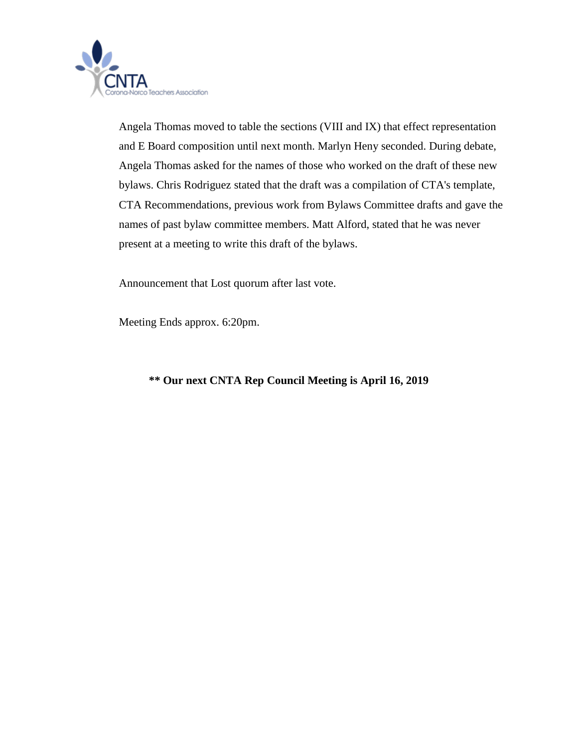Angela Thomas moved to table the sections (VIII and IX) that effect representation and E Board composition until next month. Marlyn Heny seconded. During debate, Angela Thomas asked for the names of those who worked on the draft of these new bylaws. Chris Rodriguez stated that the draft was a compilation of CTA's template, CTA Recommendations, previous work from Bylaws Committee drafts and gave the names of past bylaw committee members. Matt Alford, stated that he was never present at a meeting to write this draft of the bylaws.

Announcement that Lost quorum after last vote.

Meeting Ends approx. 6:20pm.

**** Our next CNTA Rep Council Meeting is April 16, 2019**